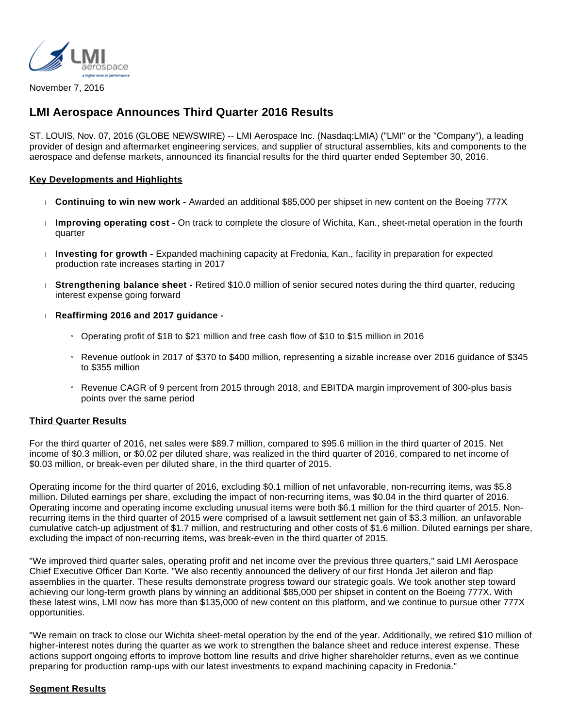November 7, 2016

# LMI Aerospace Announces Third Quarter 2016 Results

ST. LOUIS, Nov. 07, 2016 (GLOBE NEWSWIRE) -- LMI Aerospace Inc. (Nasdaq:LMIA) ("LMI" or the "Company"), a leading provider of design and aftermarket engineering services, and supplier of structural assemblies, kits and components to the aerospace and defense markets, announced its financial results for the third quarter ended September 30, 2016.

## Key Developments and Highlights

- **Continuing to win new work -** Awarded an additional $85,000 per shipset in new content on the Boeing 777X
- **Improving operating cost -** On track to complete the closure of Wichita, Kan., sheet-metal operation in the fourth quarter
- **Investing for growth -** Expanded machining capacity at Fredonia, Kan., facility in preparation for expected production rate increases starting in 2017
- **Strengthening balance sheet -** Retired $10.0 million of senior secured notes during the third quarter, reducing interest expense going forward
- **Reaffirming 2016 and 2017 guidance -**
  - Operating profit of $18 to $21 million and free cash flow of $10 to $15 million in 2016
  - Revenue outlook in 2017 of $370 to $400 million, representing a sizable increase over 2016 guidance of $345 to $355 million
  - Revenue CAGR of 9 percent from 2015 through 2018, and EBITDA margin improvement of 300-plus basis points over the same period

## Third Quarter Results

For the third quarter of 2016, net sales were $89.7 million, compared to $95.6 million in the third quarter of 2015. Net income of $0.3 million, or $0.02 per diluted share, was realized in the third quarter of 2016, compared to net income of $0.03 million, or break-even per diluted share, in the third quarter of 2015.

Operating income for the third quarter of 2016, excluding $0.1 million of net unfavorable, non-recurring items, was $5.8 million. Diluted earnings per share, excluding the impact of non-recurring items, was $0.04 in the third quarter of 2016. Operating income and operating income excluding unusual items were both $6.1 million for the third quarter of 2015. Non-recurring items in the third quarter of 2015 were comprised of a lawsuit settlement net gain of $3.3 million, an unfavorable cumulative catch-up adjustment of $1.7 million, and restructuring and other costs of $1.6 million. Diluted earnings per share, excluding the impact of non-recurring items, was break-even in the third quarter of 2015.

"We improved third quarter sales, operating profit and net income over the previous three quarters," said LMI Aerospace Chief Executive Officer Dan Korte. "We also recently announced the delivery of our first Honda Jet aileron and flap assemblies in the quarter. These results demonstrate progress toward our strategic goals. We took another step toward achieving our long-term growth plans by winning an additional $85,000 per shipset in content on the Boeing 777X. With these latest wins, LMI now has more than $135,000 of new content on this platform, and we continue to pursue other 777X opportunities.

"We remain on track to close our Wichita sheet-metal operation by the end of the year. Additionally, we retired $10 million of higher-interest notes during the quarter as we work to strengthen the balance sheet and reduce interest expense. These actions support ongoing efforts to improve bottom line results and drive higher shareholder returns, even as we continue preparing for production ramp-ups with our latest investments to expand machining capacity in Fredonia."

## Segment Results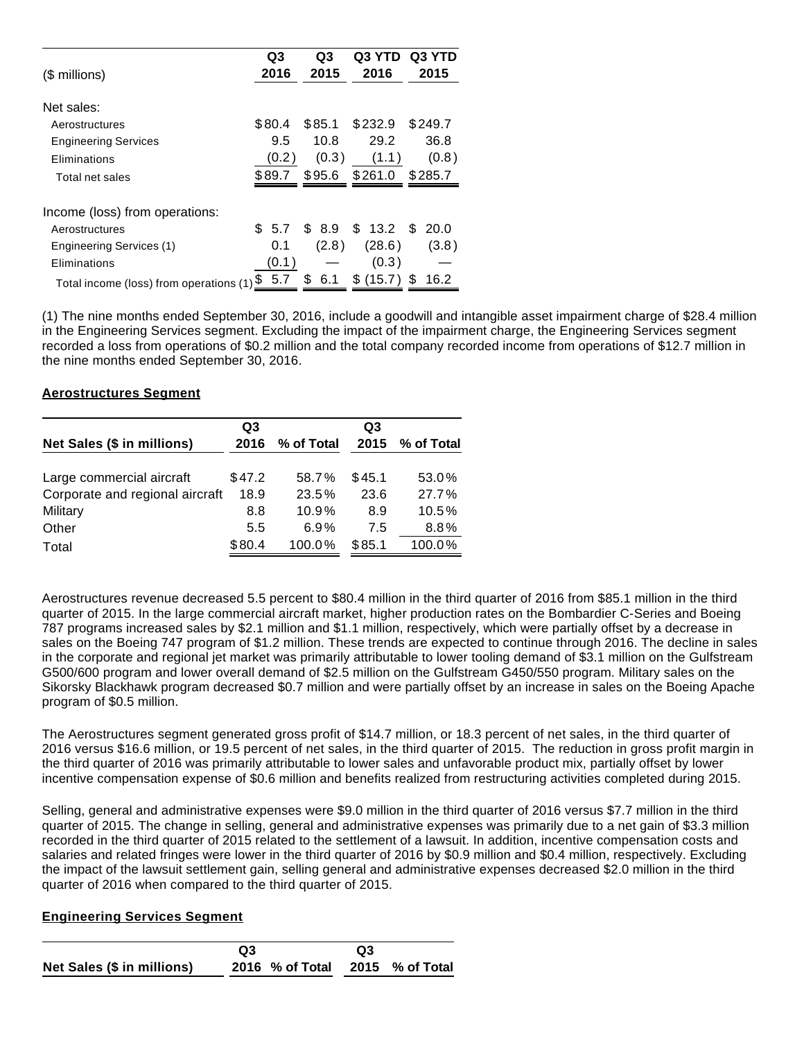| ($ millions) | Q3 2016 | Q3 2015 | Q3 YTD 2016 | Q3 YTD 2015 |
|---|---|---|---|---|
| Net sales: | | | | |
| Aerostructures | $80.4 | $85.1 | $232.9 | $249.7 |
| Engineering Services | 9.5 | 10.8 | 29.2 | 36.8 |
| Eliminations | (0.2) | (0.3) | (1.1) | (0.8) |
| Total net sales | $89.7 | $95.6 | $261.0 | $285.7 |
| Income (loss) from operations: | | | | |
| Aerostructures | $ 5.7 | $ 8.9 | $ 13.2 | $ 20.0 |
| Engineering Services (1) | 0.1 | (2.8) | (28.6) | (3.8) |
| Eliminations | (0.1) | — | (0.3) | — |
| Total income (loss) from operations (1) | $ 5.7 | $ 6.1 | $ (15.7) | $ 16.2 |

(1) The nine months ended September 30, 2016, include a goodwill and intangible asset impairment charge of $28.4 million in the Engineering Services segment. Excluding the impact of the impairment charge, the Engineering Services segment recorded a loss from operations of $0.2 million and the total company recorded income from operations of $12.7 million in the nine months ended September 30, 2016.

**Aerostructures Segment**

| Net Sales ($ in millions) | Q3 2016 | % of Total | Q3 2015 | % of Total |
|---|---|---|---|---|
| Large commercial aircraft | $47.2 | 58.7% | $45.1 | 53.0% |
| Corporate and regional aircraft | 18.9 | 23.5% | 23.6 | 27.7% |
| Military | 8.8 | 10.9% | 8.9 | 10.5% |
| Other | 5.5 | 6.9% | 7.5 | 8.8% |
| Total | $80.4 | 100.0% | $85.1 | 100.0% |

Aerostructures revenue decreased 5.5 percent to $80.4 million in the third quarter of 2016 from $85.1 million in the third quarter of 2015. In the large commercial aircraft market, higher production rates on the Bombardier C-Series and Boeing 787 programs increased sales by $2.1 million and $1.1 million, respectively, which were partially offset by a decrease in sales on the Boeing 747 program of $1.2 million. These trends are expected to continue through 2016. The decline in sales in the corporate and regional jet market was primarily attributable to lower tooling demand of $3.1 million on the Gulfstream G500/600 program and lower overall demand of $2.5 million on the Gulfstream G450/550 program. Military sales on the Sikorsky Blackhawk program decreased $0.7 million and were partially offset by an increase in sales on the Boeing Apache program of $0.5 million.

The Aerostructures segment generated gross profit of $14.7 million, or 18.3 percent of net sales, in the third quarter of 2016 versus $16.6 million, or 19.5 percent of net sales, in the third quarter of 2015. The reduction in gross profit margin in the third quarter of 2016 was primarily attributable to lower sales and unfavorable product mix, partially offset by lower incentive compensation expense of $0.6 million and benefits realized from restructuring activities completed during 2015.

Selling, general and administrative expenses were $9.0 million in the third quarter of 2016 versus $7.7 million in the third quarter of 2015. The change in selling, general and administrative expenses was primarily due to a net gain of $3.3 million recorded in the third quarter of 2015 related to the settlement of a lawsuit. In addition, incentive compensation costs and salaries and related fringes were lower in the third quarter of 2016 by $0.9 million and $0.4 million, respectively. Excluding the impact of the lawsuit settlement gain, selling general and administrative expenses decreased $2.0 million in the third quarter of 2016 when compared to the third quarter of 2015.

**Engineering Services Segment**

| Net Sales ($ in millions) | Q3 2016 | % of Total | Q3 2015 | % of Total |
|---|---|---|---|---|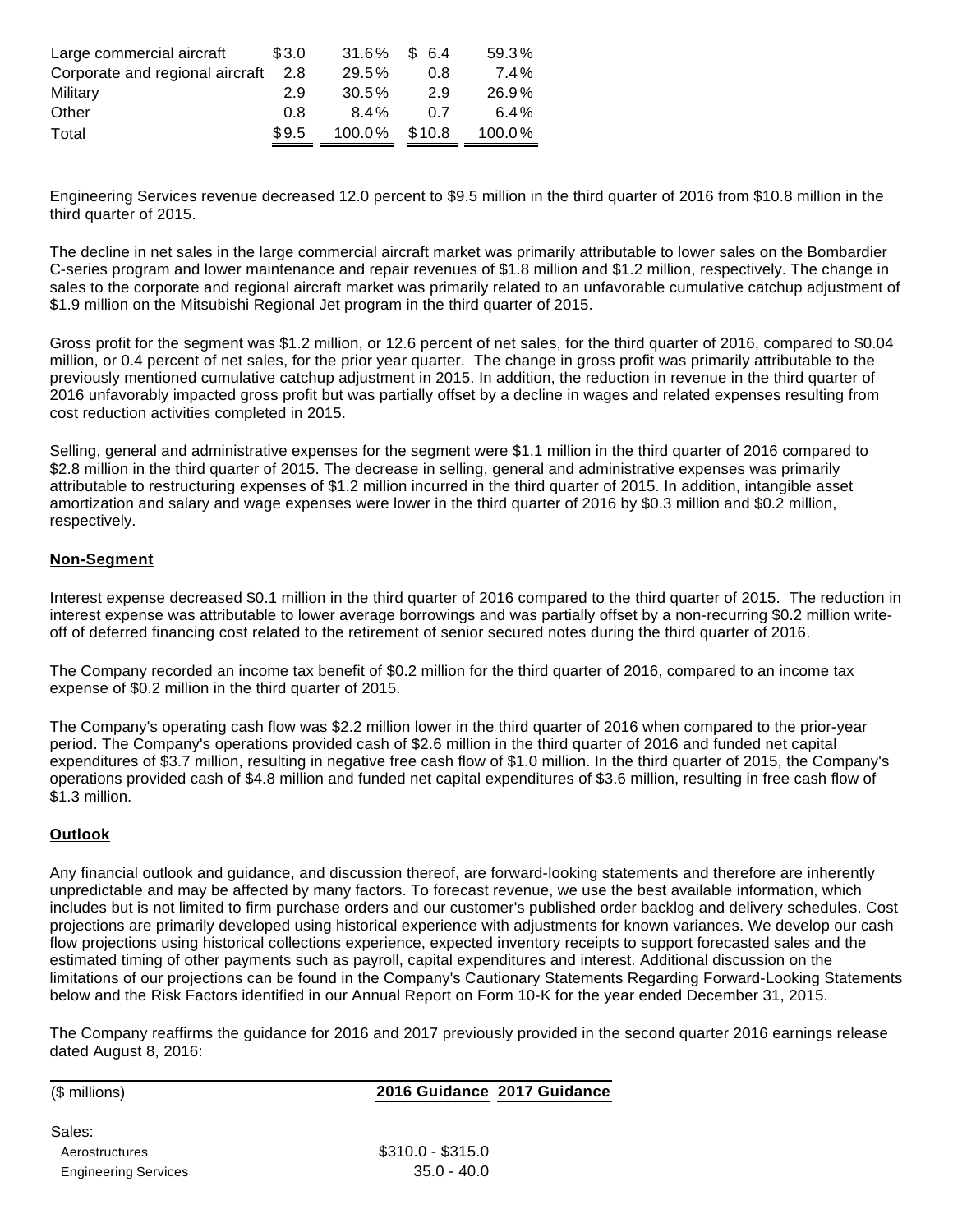| | | | | |
|---|---|---|---|---|
| Large commercial aircraft | $3.0 | 31.6% | $ 6.4 | 59.3% |
| Corporate and regional aircraft | 2.8 | 29.5% | 0.8 | 7.4% |
| Military | 2.9 | 30.5% | 2.9 | 26.9% |
| Other | 0.8 | 8.4% | 0.7 | 6.4% |
| Total | $9.5 | 100.0% | $10.8 | 100.0% |

Engineering Services revenue decreased 12.0 percent to $9.5 million in the third quarter of 2016 from $10.8 million in the third quarter of 2015.

The decline in net sales in the large commercial aircraft market was primarily attributable to lower sales on the Bombardier C-series program and lower maintenance and repair revenues of $1.8 million and $1.2 million, respectively. The change in sales to the corporate and regional aircraft market was primarily related to an unfavorable cumulative catchup adjustment of $1.9 million on the Mitsubishi Regional Jet program in the third quarter of 2015.

Gross profit for the segment was $1.2 million, or 12.6 percent of net sales, for the third quarter of 2016, compared to $0.04 million, or 0.4 percent of net sales, for the prior year quarter. The change in gross profit was primarily attributable to the previously mentioned cumulative catchup adjustment in 2015. In addition, the reduction in revenue in the third quarter of 2016 unfavorably impacted gross profit but was partially offset by a decline in wages and related expenses resulting from cost reduction activities completed in 2015.

Selling, general and administrative expenses for the segment were $1.1 million in the third quarter of 2016 compared to $2.8 million in the third quarter of 2015. The decrease in selling, general and administrative expenses was primarily attributable to restructuring expenses of $1.2 million incurred in the third quarter of 2015. In addition, intangible asset amortization and salary and wage expenses were lower in the third quarter of 2016 by $0.3 million and $0.2 million, respectively.

**Non-Segment**

Interest expense decreased $0.1 million in the third quarter of 2016 compared to the third quarter of 2015. The reduction in interest expense was attributable to lower average borrowings and was partially offset by a non-recurring $0.2 million write-off of deferred financing cost related to the retirement of senior secured notes during the third quarter of 2016.

The Company recorded an income tax benefit of $0.2 million for the third quarter of 2016, compared to an income tax expense of $0.2 million in the third quarter of 2015.

The Company's operating cash flow was $2.2 million lower in the third quarter of 2016 when compared to the prior-year period. The Company's operations provided cash of $2.6 million in the third quarter of 2016 and funded net capital expenditures of $3.7 million, resulting in negative free cash flow of $1.0 million. In the third quarter of 2015, the Company's operations provided cash of $4.8 million and funded net capital expenditures of $3.6 million, resulting in free cash flow of $1.3 million.

**Outlook**

Any financial outlook and guidance, and discussion thereof, are forward-looking statements and therefore are inherently unpredictable and may be affected by many factors. To forecast revenue, we use the best available information, which includes but is not limited to firm purchase orders and our customer's published order backlog and delivery schedules. Cost projections are primarily developed using historical experience with adjustments for known variances. We develop our cash flow projections using historical collections experience, expected inventory receipts to support forecasted sales and the estimated timing of other payments such as payroll, capital expenditures and interest. Additional discussion on the limitations of our projections can be found in the Company's Cautionary Statements Regarding Forward-Looking Statements below and the Risk Factors identified in our Annual Report on Form 10-K for the year ended December 31, 2015.

The Company reaffirms the guidance for 2016 and 2017 previously provided in the second quarter 2016 earnings release dated August 8, 2016:

| ($ millions) | 2016 Guidance | 2017 Guidance |
|---|---|---|
| Sales: | | |
| Aerostructures | $310.0 - $315.0 | |
| Engineering Services | 35.0 - 40.0 | |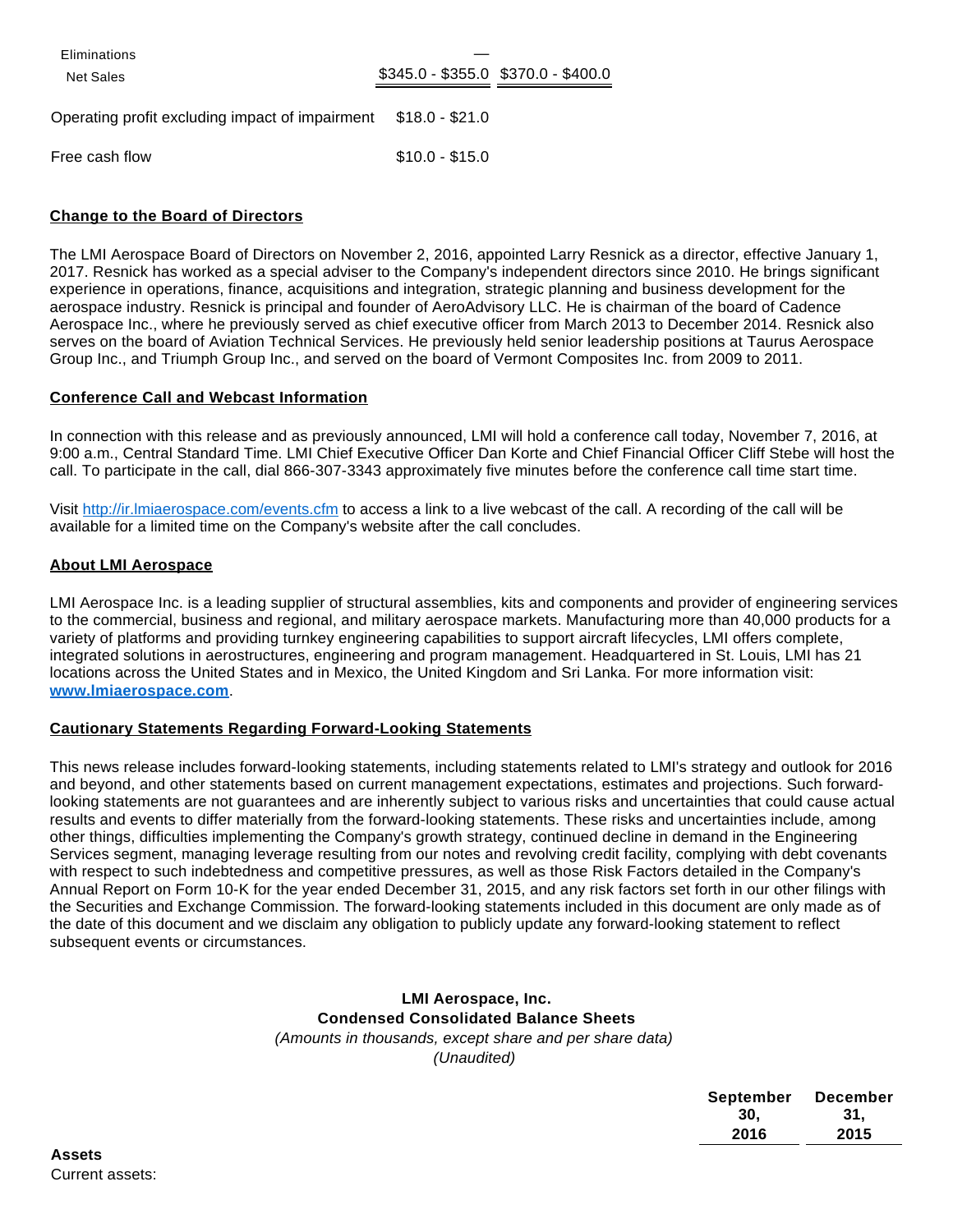| | | |
|---|---|---|
| Eliminations | — | |
| Net Sales | $345.0 - $355.0 | $370.0 - $400.0 |

| | |
|---|---|
| Operating profit excluding impact of impairment | $18.0 - $21.0 |
| Free cash flow | $10.0 - $15.0 |

## Change to the Board of Directors

The LMI Aerospace Board of Directors on November 2, 2016, appointed Larry Resnick as a director, effective January 1, 2017. Resnick has worked as a special adviser to the Company's independent directors since 2010. He brings significant experience in operations, finance, acquisitions and integration, strategic planning and business development for the aerospace industry. Resnick is principal and founder of AeroAdvisory LLC. He is chairman of the board of Cadence Aerospace Inc., where he previously served as chief executive officer from March 2013 to December 2014. Resnick also serves on the board of Aviation Technical Services. He previously held senior leadership positions at Taurus Aerospace Group Inc., and Triumph Group Inc., and served on the board of Vermont Composites Inc. from 2009 to 2011.

## Conference Call and Webcast Information

In connection with this release and as previously announced, LMI will hold a conference call today, November 7, 2016, at 9:00 a.m., Central Standard Time. LMI Chief Executive Officer Dan Korte and Chief Financial Officer Cliff Stebe will host the call. To participate in the call, dial 866-307-3343 approximately five minutes before the conference call time start time.

Visit http://ir.lmiaerospace.com/events.cfm to access a link to a live webcast of the call. A recording of the call will be available for a limited time on the Company's website after the call concludes.

## About LMI Aerospace

LMI Aerospace Inc. is a leading supplier of structural assemblies, kits and components and provider of engineering services to the commercial, business and regional, and military aerospace markets. Manufacturing more than 40,000 products for a variety of platforms and providing turnkey engineering capabilities to support aircraft lifecycles, LMI offers complete, integrated solutions in aerostructures, engineering and program management. Headquartered in St. Louis, LMI has 21 locations across the United States and in Mexico, the United Kingdom and Sri Lanka. For more information visit: **www.lmiaerospace.com**.

## Cautionary Statements Regarding Forward-Looking Statements

This news release includes forward-looking statements, including statements related to LMI's strategy and outlook for 2016 and beyond, and other statements based on current management expectations, estimates and projections. Such forward-looking statements are not guarantees and are inherently subject to various risks and uncertainties that could cause actual results and events to differ materially from the forward-looking statements. These risks and uncertainties include, among other things, difficulties implementing the Company's growth strategy, continued decline in demand in the Engineering Services segment, managing leverage resulting from our notes and revolving credit facility, complying with debt covenants with respect to such indebtedness and competitive pressures, as well as those Risk Factors detailed in the Company's Annual Report on Form 10-K for the year ended December 31, 2015, and any risk factors set forth in our other filings with the Securities and Exchange Commission. The forward-looking statements included in this document are only made as of the date of this document and we disclaim any obligation to publicly update any forward-looking statement to reflect subsequent events or circumstances.

**LMI Aerospace, Inc.**
**Condensed Consolidated Balance Sheets**
*(Amounts in thousands, except share and per share data)*
*(Unaudited)*

| | September 30, 2016 | December 31, 2015 |
|---|---|---|
| **Assets** | | |
| Current assets: | | |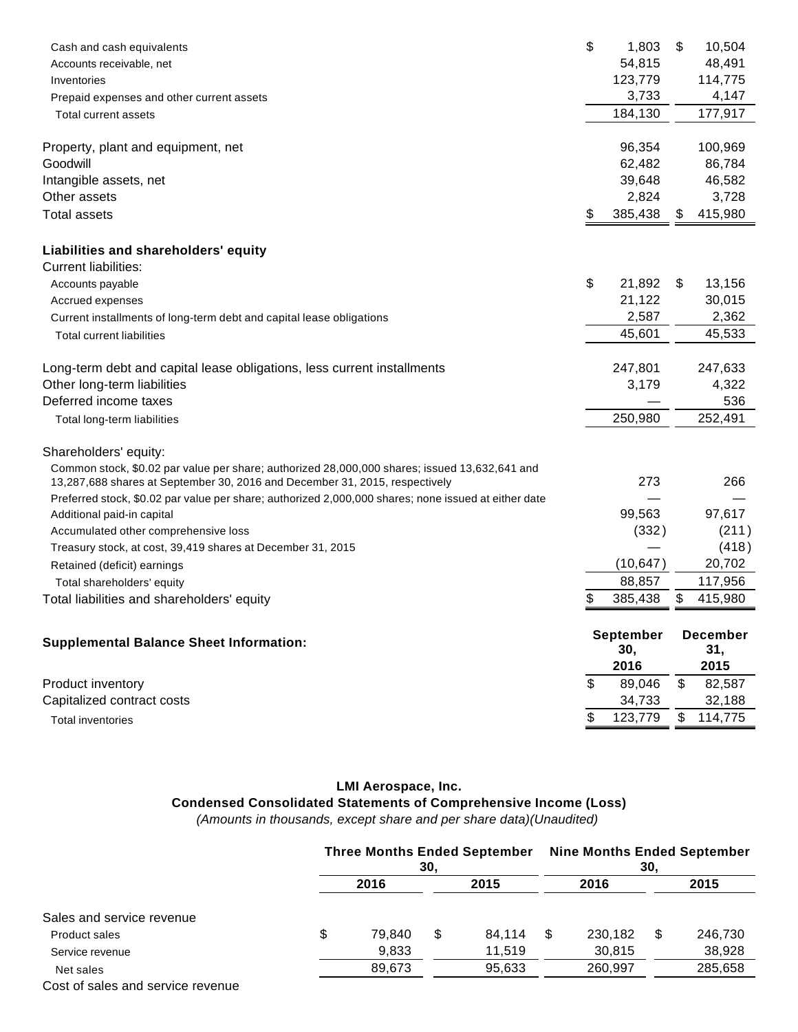| | September 30, 2016 | December 31, 2015 |
|---|---|---|
| Cash and cash equivalents | $ 1,803 | $ 10,504 |
| Accounts receivable, net | 54,815 | 48,491 |
| Inventories | 123,779 | 114,775 |
| Prepaid expenses and other current assets | 3,733 | 4,147 |
| Total current assets | 184,130 | 177,917 |
| | | |
| Property, plant and equipment, net | 96,354 | 100,969 |
| Goodwill | 62,482 | 86,784 |
| Intangible assets, net | 39,648 | 46,582 |
| Other assets | 2,824 | 3,728 |
| Total assets | $ 385,438 | $ 415,980 |
| | | |
| **Liabilities and shareholders' equity** | | |
| Current liabilities: | | |
| Accounts payable | $ 21,892 | $ 13,156 |
| Accrued expenses | 21,122 | 30,015 |
| Current installments of long-term debt and capital lease obligations | 2,587 | 2,362 |
| Total current liabilities | 45,601 | 45,533 |
| | | |
| Long-term debt and capital lease obligations, less current installments | 247,801 | 247,633 |
| Other long-term liabilities | 3,179 | 4,322 |
| Deferred income taxes | — | 536 |
| Total long-term liabilities | 250,980 | 252,491 |
| | | |
| Shareholders' equity: | | |
| Common stock, $0.02 par value per share; authorized 28,000,000 shares; issued 13,632,641 and 13,287,688 shares at September 30, 2016 and December 31, 2015, respectively | 273 | 266 |
| Preferred stock, $0.02 par value per share; authorized 2,000,000 shares; none issued at either date | — | — |
| Additional paid-in capital | 99,563 | 97,617 |
| Accumulated other comprehensive loss | (332) | (211) |
| Treasury stock, at cost, 39,419 shares at December 31, 2015 | — | (418) |
| Retained (deficit) earnings | (10,647) | 20,702 |
| Total shareholders' equity | 88,857 | 117,956 |
| Total liabilities and shareholders' equity | $ 385,438 | $ 415,980 |

| **Supplemental Balance Sheet Information:** | **September 30, 2016** | **December 31, 2015** |
|---|---|---|
| Product inventory | $ 89,046 | $ 82,587 |
| Capitalized contract costs | 34,733 | 32,188 |
| Total inventories | $ 123,779 | $ 114,775 |

**LMI Aerospace, Inc.**
**Condensed Consolidated Statements of Comprehensive Income (Loss)**
*(Amounts in thousands, except share and per share data)(Unaudited)*

| | Three Months Ended September 30, | | Nine Months Ended September 30, | |
|---|---|---|---|---|
| | 2016 | 2015 | 2016 | 2015 |
| Sales and service revenue | | | | |
| Product sales | $ 79,840 | $ 84,114 | $ 230,182 | $ 246,730 |
| Service revenue | 9,833 | 11,519 | 30,815 | 38,928 |
| Net sales | 89,673 | 95,633 | 260,997 | 285,658 |
| Cost of sales and service revenue | | | | |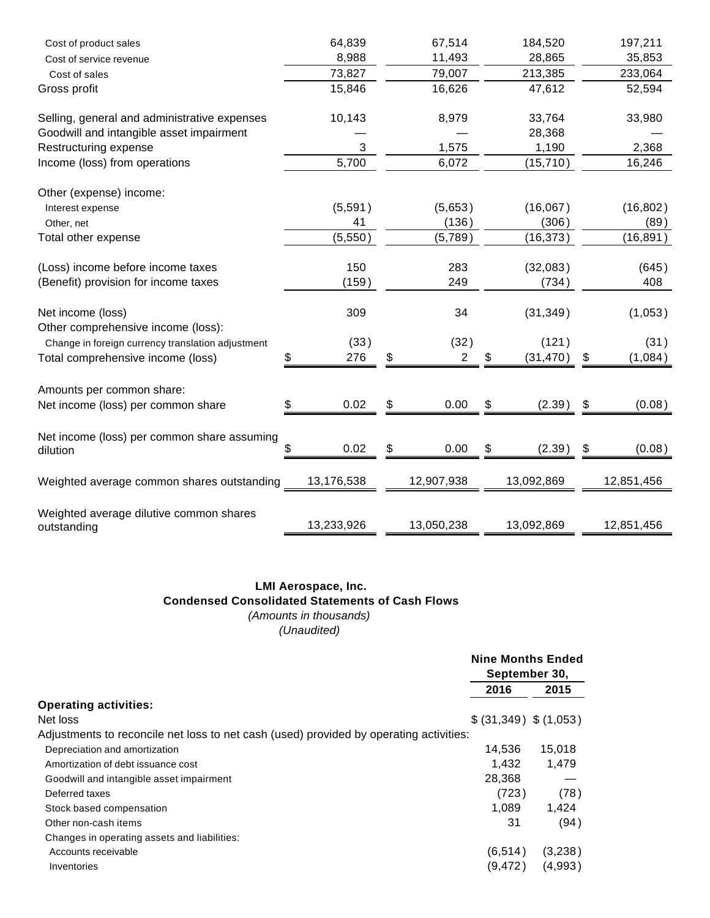| | | | | |
|---|---|---|---|---|
| Cost of product sales | 64,839 | 67,514 | 184,520 | 197,211 |
| Cost of service revenue | 8,988 | 11,493 | 28,865 | 35,853 |
| Cost of sales | 73,827 | 79,007 | 213,385 | 233,064 |
| Gross profit | 15,846 | 16,626 | 47,612 | 52,594 |
| | | | | |
| Selling, general and administrative expenses | 10,143 | 8,979 | 33,764 | 33,980 |
| Goodwill and intangible asset impairment | — | — | 28,368 | — |
| Restructuring expense | 3 | 1,575 | 1,190 | 2,368 |
| Income (loss) from operations | 5,700 | 6,072 | (15,710) | 16,246 |
| | | | | |
| Other (expense) income: | | | | |
| Interest expense | (5,591) | (5,653) | (16,067) | (16,802) |
| Other, net | 41 | (136) | (306) | (89) |
| Total other expense | (5,550) | (5,789) | (16,373) | (16,891) |
| | | | | |
| (Loss) income before income taxes | 150 | 283 | (32,083) | (645) |
| (Benefit) provision for income taxes | (159) | 249 | (734) | 408 |
| | | | | |
| Net income (loss) | 309 | 34 | (31,349) | (1,053) |
| Other comprehensive income (loss): | | | | |
| Change in foreign currency translation adjustment | (33) | (32) | (121) | (31) |
| Total comprehensive income (loss) | $ 276 | $ 2 | $ (31,470) | $ (1,084) |
| | | | | |
| Amounts per common share: | | | | |
| Net income (loss) per common share | $ 0.02 | $ 0.00 | $ (2.39) | $ (0.08) |
| | | | | |
| Net income (loss) per common share assuming dilution | $ 0.02 | $ 0.00 | $ (2.39) | $ (0.08) |
| | | | | |
| Weighted average common shares outstanding | 13,176,538 | 12,907,938 | 13,092,869 | 12,851,456 |
| | | | | |
| Weighted average dilutive common shares outstanding | 13,233,926 | 13,050,238 | 13,092,869 | 12,851,456 |

**LMI Aerospace, Inc.**
**Condensed Consolidated Statements of Cash Flows**
*(Amounts in thousands)*
*(Unaudited)*

| | Nine Months Ended September 30, | |
|---|---|---|
| | **2016** | **2015** |
| **Operating activities:** | | |
| Net loss | $ (31,349) | $ (1,053) |
| Adjustments to reconcile net loss to net cash (used) provided by operating activities: | | |
| Depreciation and amortization | 14,536 | 15,018 |
| Amortization of debt issuance cost | 1,432 | 1,479 |
| Goodwill and intangible asset impairment | 28,368 | — |
| Deferred taxes | (723) | (78) |
| Stock based compensation | 1,089 | 1,424 |
| Other non-cash items | 31 | (94) |
| Changes in operating assets and liabilities: | | |
| Accounts receivable | (6,514) | (3,238) |
| Inventories | (9,472) | (4,993) |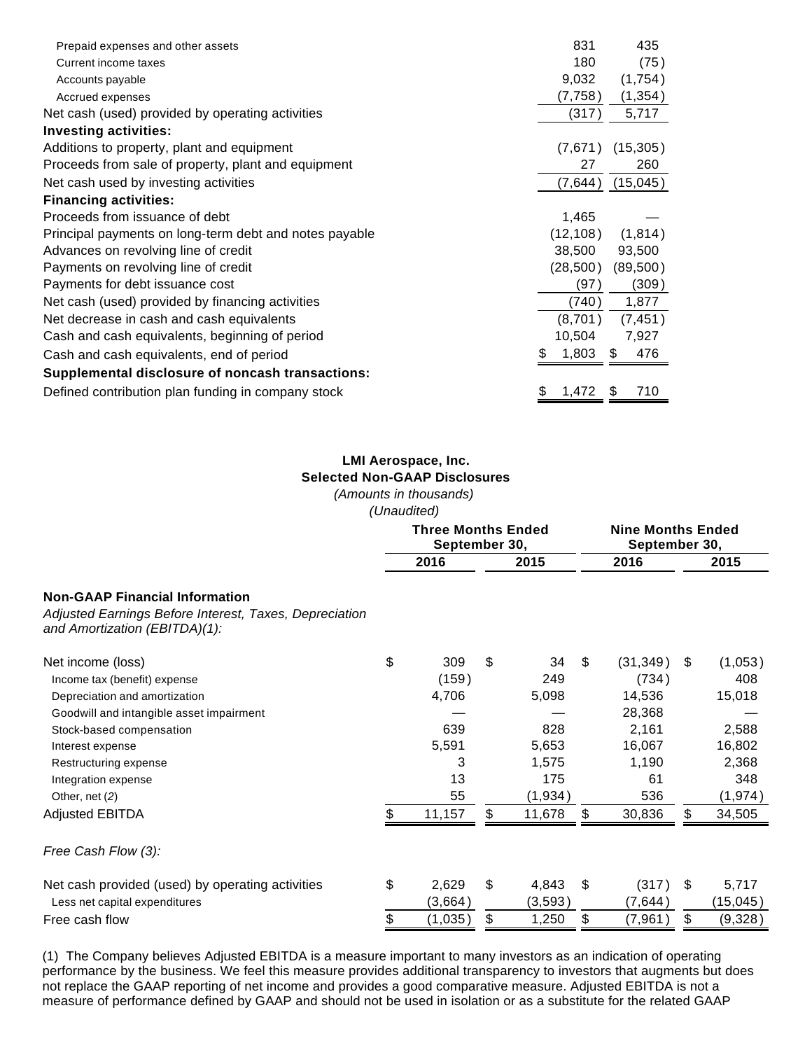| | | |
|---|---|---|
| Prepaid expenses and other assets | 831 | 435 |
| Current income taxes | 180 | (75) |
| Accounts payable | 9,032 | (1,754) |
| Accrued expenses | (7,758) | (1,354) |
| Net cash (used) provided by operating activities | (317) | 5,717 |
| **Investing activities:** | | |
| Additions to property, plant and equipment | (7,671) | (15,305) |
| Proceeds from sale of property, plant and equipment | 27 | 260 |
| Net cash used by investing activities | (7,644) | (15,045) |
| **Financing activities:** | | |
| Proceeds from issuance of debt | 1,465 | — |
| Principal payments on long-term debt and notes payable | (12,108) | (1,814) |
| Advances on revolving line of credit | 38,500 | 93,500 |
| Payments on revolving line of credit | (28,500) | (89,500) |
| Payments for debt issuance cost | (97) | (309) |
| Net cash (used) provided by financing activities | (740) | 1,877 |
| Net decrease in cash and cash equivalents | (8,701) | (7,451) |
| Cash and cash equivalents, beginning of period | 10,504 | 7,927 |
| Cash and cash equivalents, end of period | $ 1,803 | $ 476 |
| **Supplemental disclosure of noncash transactions:** | | |
| Defined contribution plan funding in company stock | $ 1,472 | $ 710 |

**LMI Aerospace, Inc.**
**Selected Non-GAAP Disclosures**
*(Amounts in thousands)*
*(Unaudited)*

| | Three Months Ended September 30, | | Nine Months Ended September 30, | |
|---|---|---|---|---|
| | 2016 | 2015 | 2016 | 2015 |
| **Non-GAAP Financial Information** | | | | |
| *Adjusted Earnings Before Interest, Taxes, Depreciation and Amortization (EBITDA)(1):* | | | | |
| Net income (loss) | $ 309 | $ 34 | $ (31,349) | $ (1,053) |
| Income tax (benefit) expense | (159) | 249 | (734) | 408 |
| Depreciation and amortization | 4,706 | 5,098 | 14,536 | 15,018 |
| Goodwill and intangible asset impairment | — | — | 28,368 | — |
| Stock-based compensation | 639 | 828 | 2,161 | 2,588 |
| Interest expense | 5,591 | 5,653 | 16,067 | 16,802 |
| Restructuring expense | 3 | 1,575 | 1,190 | 2,368 |
| Integration expense | 13 | 175 | 61 | 348 |
| Other, net (*2*) | 55 | (1,934) | 536 | (1,974) |
| Adjusted EBITDA | $ 11,157 | $ 11,678 | $ 30,836 | $ 34,505 |
| *Free Cash Flow (3):* | | | | |
| Net cash provided (used) by operating activities | $ 2,629 | $ 4,843 | $ (317) | $ 5,717 |
| Less net capital expenditures | (3,664) | (3,593) | (7,644) | (15,045) |
| Free cash flow | $ (1,035) | $ 1,250 | $ (7,961) | $ (9,328) |

(1) The Company believes Adjusted EBITDA is a measure important to many investors as an indication of operating performance by the business. We feel this measure provides additional transparency to investors that augments but does not replace the GAAP reporting of net income and provides a good comparative measure. Adjusted EBITDA is not a measure of performance defined by GAAP and should not be used in isolation or as a substitute for the related GAAP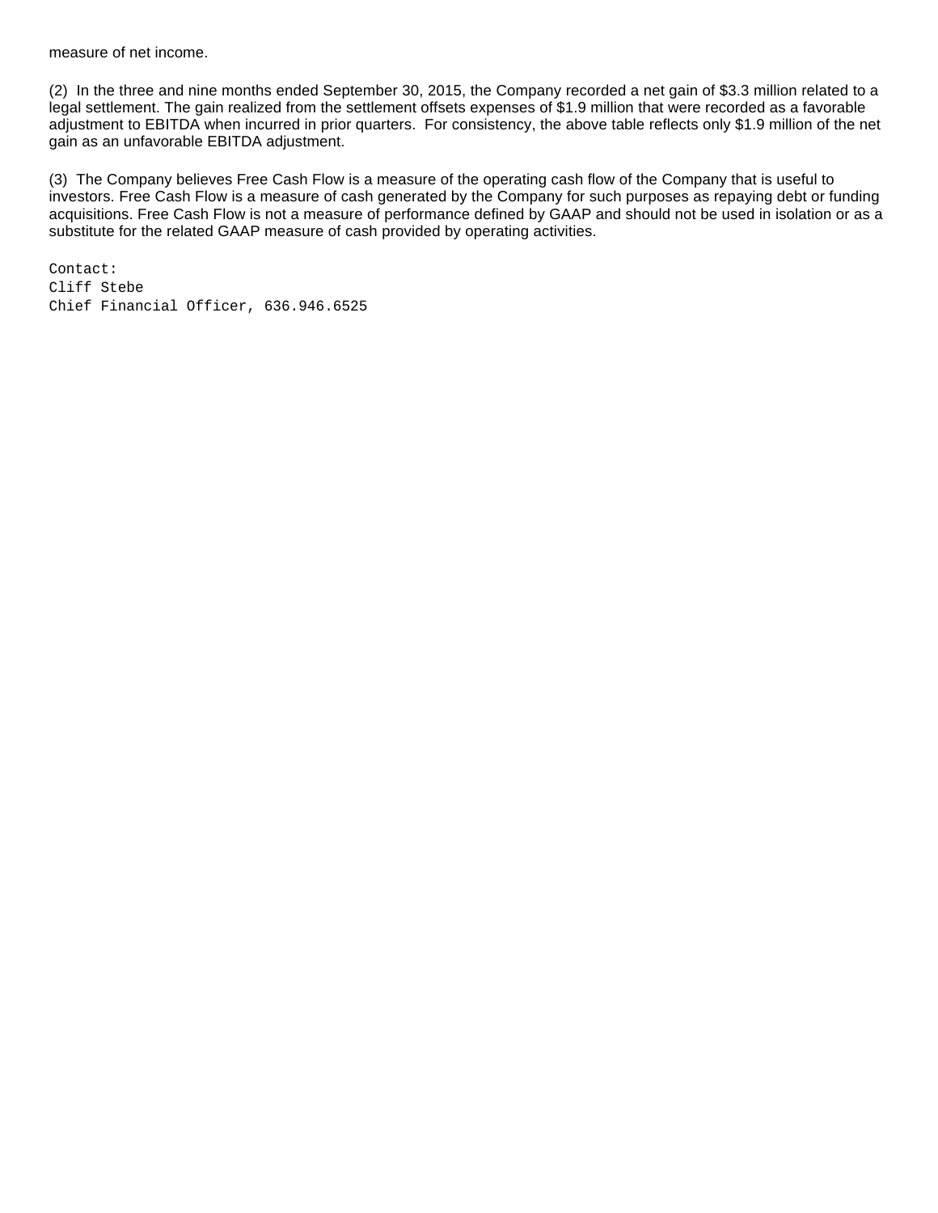measure of net income.

(2) In the three and nine months ended September 30, 2015, the Company recorded a net gain of $3.3 million related to a legal settlement. The gain realized from the settlement offsets expenses of $1.9 million that were recorded as a favorable adjustment to EBITDA when incurred in prior quarters. For consistency, the above table reflects only $1.9 million of the net gain as an unfavorable EBITDA adjustment.

(3) The Company believes Free Cash Flow is a measure of the operating cash flow of the Company that is useful to investors. Free Cash Flow is a measure of cash generated by the Company for such purposes as repaying debt or funding acquisitions. Free Cash Flow is not a measure of performance defined by GAAP and should not be used in isolation or as a substitute for the related GAAP measure of cash provided by operating activities.

Contact:
Cliff Stebe
Chief Financial Officer, 636.946.6525